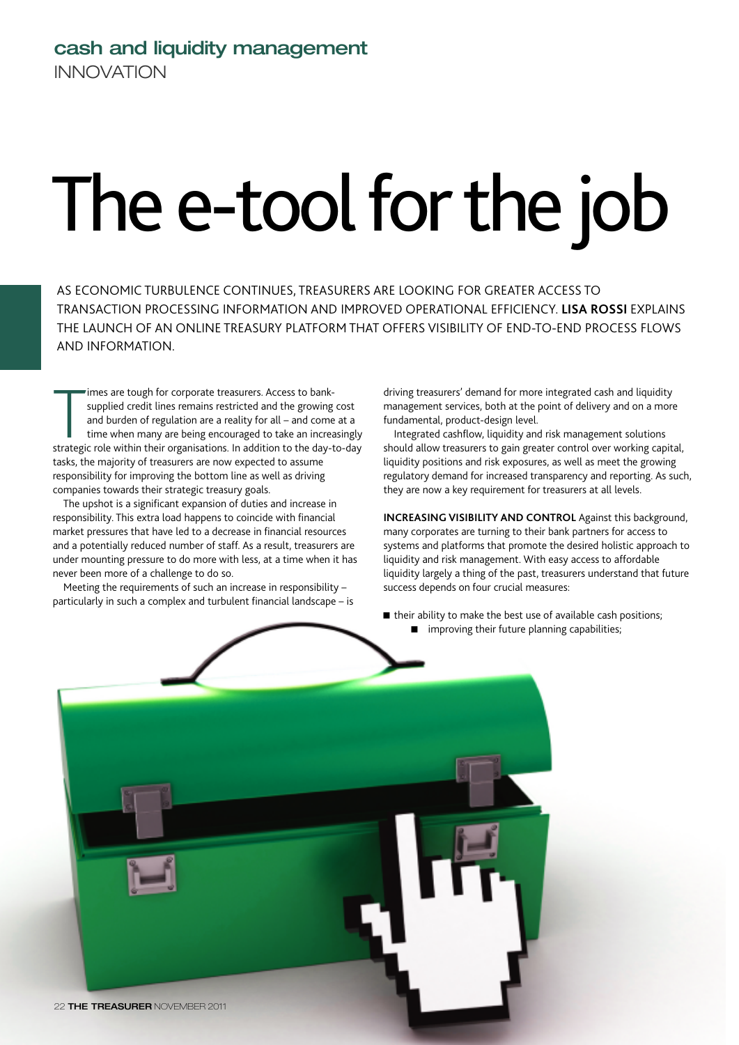cash and liquidity management

INNOVATION

# The e-tool for the job

AS ECONOMIC TURBULENCE CONTINUES, TREASURERS ARE LOOKING FOR GREATER ACCESS TO TRANSACTION PROCESSING INFORMATION AND IMPROVED OPERATIONAL EFFICIENCY. **LISA ROSSI** EXPLAINS THE LAUNCH OF AN ONLINE TREASURY PLATFORM THAT OFFERS VISIBILITY OF END-TO-END PROCESS FLOWS AND INFORMATION.

Times are tough for corporate treasurers. Access to bank-supplied credit lines remains restricted and the growing cost and burden of regulation are a reality for all – and come at a time when many are being encouraged to take an increasingly strategic role within their organisations. In addition to the day-to-day tasks, the majority of treasurers are now expected to assume responsibility for improving the bottom line as well as driving companies towards their strategic treasury goals.

The upshot is a significant expansion of duties and increase in responsibility. This extra load happens to coincide with financial market pressures that have led to a decrease in financial resources and a potentially reduced number of staff. As a result, treasurers are under mounting pressure to do more with less, at a time when it has never been more of a challenge to do so.

Meeting the requirements of such an increase in responsibility – particularly in such a complex and turbulent financial landscape – is driving treasurers' demand for more integrated cash and liquidity management services, both at the point of delivery and on a more fundamental, product-design level.

Integrated cashflow, liquidity and risk management solutions should allow treasurers to gain greater control over working capital, liquidity positions and risk exposures, as well as meet the growing regulatory demand for increased transparency and reporting. As such, they are now a key requirement for treasurers at all levels.

**INCREASING VISIBILITY AND CONTROL** Against this background, many corporates are turning to their bank partners for access to systems and platforms that promote the desired holistic approach to liquidity and risk management. With easy access to affordable liquidity largely a thing of the past, treasurers understand that future success depends on four crucial measures:

- their ability to make the best use of available cash positions;
- improving their future planning capabilities;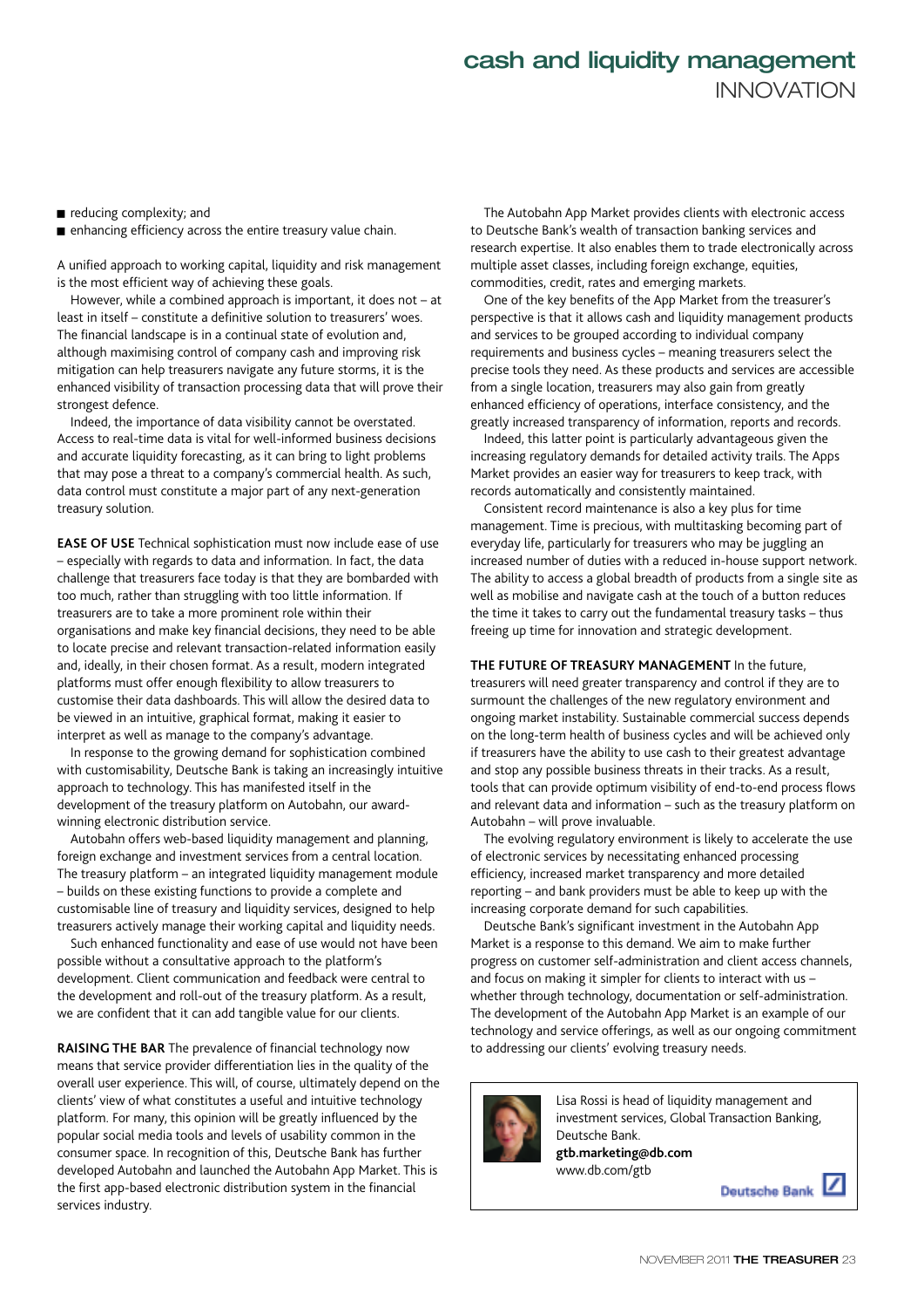- reducing complexity; and
- enhancing efficiency across the entire treasury value chain.

A unified approach to working capital, liquidity and risk management is the most efficient way of achieving these goals.

However, while a combined approach is important, it does not – at least in itself – constitute a definitive solution to treasurers' woes. The financial landscape is in a continual state of evolution and, although maximising control of company cash and improving risk mitigation can help treasurers navigate any future storms, it is the enhanced visibility of transaction processing data that will prove their strongest defence.

Indeed, the importance of data visibility cannot be overstated. Access to real-time data is vital for well-informed business decisions and accurate liquidity forecasting, as it can bring to light problems that may pose a threat to a company's commercial health. As such, data control must constitute a major part of any next-generation treasury solution.

**EASE OF USE** Technical sophistication must now include ease of use – especially with regards to data and information. In fact, the data challenge that treasurers face today is that they are bombarded with too much, rather than struggling with too little information. If treasurers are to take a more prominent role within their organisations and make key financial decisions, they need to be able to locate precise and relevant transaction-related information easily and, ideally, in their chosen format. As a result, modern integrated platforms must offer enough flexibility to allow treasurers to customise their data dashboards. This will allow the desired data to be viewed in an intuitive, graphical format, making it easier to interpret as well as manage to the company's advantage.

In response to the growing demand for sophistication combined with customisability, Deutsche Bank is taking an increasingly intuitive approach to technology. This has manifested itself in the development of the treasury platform on Autobahn, our award-winning electronic distribution service.

Autobahn offers web-based liquidity management and planning, foreign exchange and investment services from a central location. The treasury platform – an integrated liquidity management module – builds on these existing functions to provide a complete and customisable line of treasury and liquidity services, designed to help treasurers actively manage their working capital and liquidity needs.

Such enhanced functionality and ease of use would not have been possible without a consultative approach to the platform's development. Client communication and feedback were central to the development and roll-out of the treasury platform. As a result, we are confident that it can add tangible value for our clients.

**RAISING THE BAR** The prevalence of financial technology now means that service provider differentiation lies in the quality of the overall user experience. This will, of course, ultimately depend on the clients' view of what constitutes a useful and intuitive technology platform. For many, this opinion will be greatly influenced by the popular social media tools and levels of usability common in the consumer space. In recognition of this, Deutsche Bank has further developed Autobahn and launched the Autobahn App Market. This is the first app-based electronic distribution system in the financial services industry.

The Autobahn App Market provides clients with electronic access to Deutsche Bank's wealth of transaction banking services and research expertise. It also enables them to trade electronically across multiple asset classes, including foreign exchange, equities, commodities, credit, rates and emerging markets.

One of the key benefits of the App Market from the treasurer's perspective is that it allows cash and liquidity management products and services to be grouped according to individual company requirements and business cycles – meaning treasurers select the precise tools they need. As these products and services are accessible from a single location, treasurers may also gain from greatly enhanced efficiency of operations, interface consistency, and the greatly increased transparency of information, reports and records.

Indeed, this latter point is particularly advantageous given the increasing regulatory demands for detailed activity trails. The Apps Market provides an easier way for treasurers to keep track, with records automatically and consistently maintained.

Consistent record maintenance is also a key plus for time management. Time is precious, with multitasking becoming part of everyday life, particularly for treasurers who may be juggling an increased number of duties with a reduced in-house support network. The ability to access a global breadth of products from a single site as well as mobilise and navigate cash at the touch of a button reduces the time it takes to carry out the fundamental treasury tasks – thus freeing up time for innovation and strategic development.

**THE FUTURE OF TREASURY MANAGEMENT** In the future, treasurers will need greater transparency and control if they are to surmount the challenges of the new regulatory environment and ongoing market instability. Sustainable commercial success depends on the long-term health of business cycles and will be achieved only if treasurers have the ability to use cash to their greatest advantage and stop any possible business threats in their tracks. As a result, tools that can provide optimum visibility of end-to-end process flows and relevant data and information – such as the treasury platform on Autobahn – will prove invaluable.

The evolving regulatory environment is likely to accelerate the use of electronic services by necessitating enhanced processing efficiency, increased market transparency and more detailed reporting – and bank providers must be able to keep up with the increasing corporate demand for such capabilities.

Deutsche Bank's significant investment in the Autobahn App Market is a response to this demand. We aim to make further progress on customer self-administration and client access channels, and focus on making it simpler for clients to interact with us – whether through technology, documentation or self-administration. The development of the Autobahn App Market is an example of our technology and service offerings, as well as our ongoing commitment to addressing our clients' evolving treasury needs.

Lisa Rossi is head of liquidity management and investment services, Global Transaction Banking, Deutsche Bank.
**gtb.marketing@db.com**
www.db.com/gtb